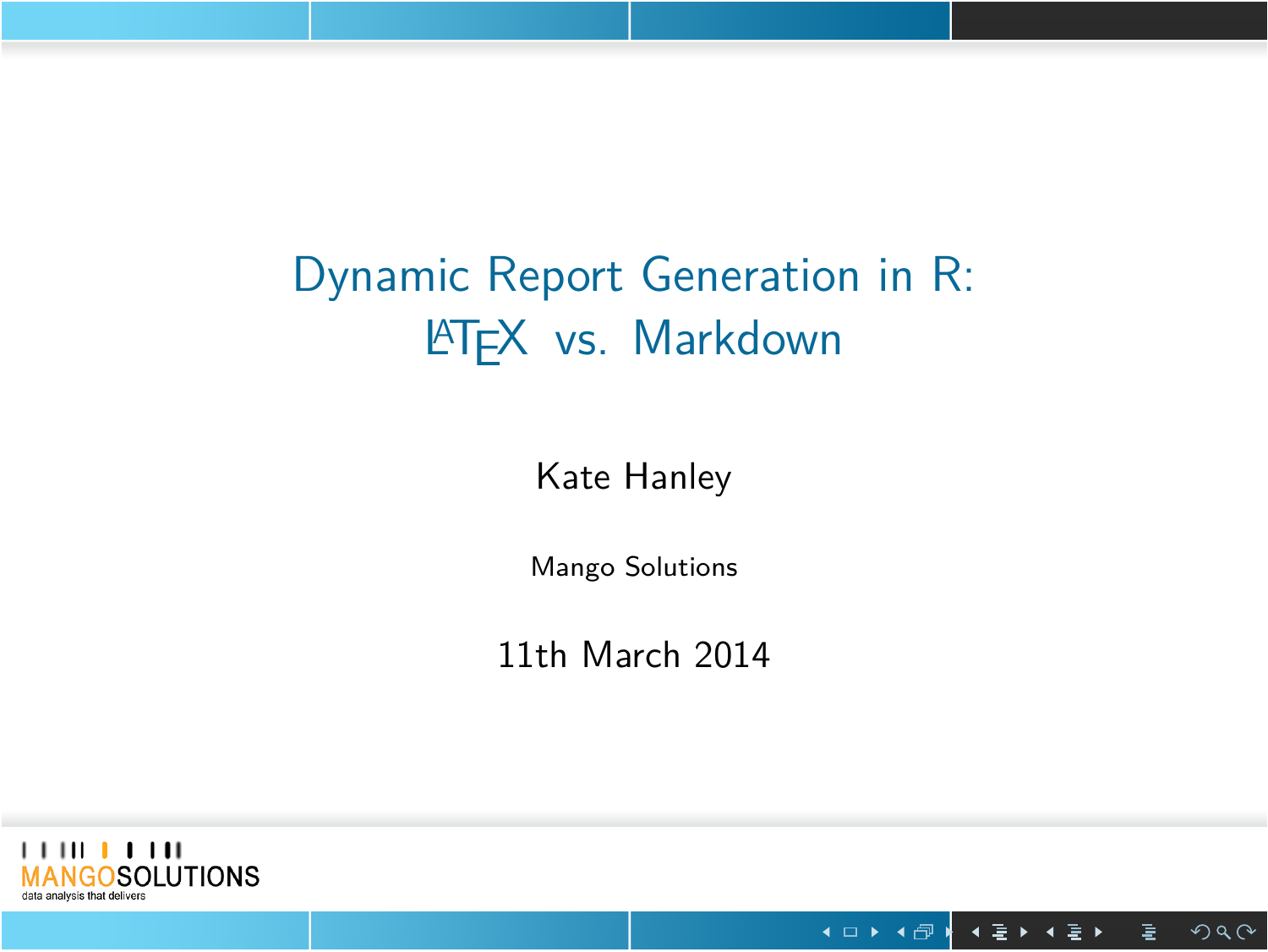# Dynamic Report Generation in R: LaTeX vs. Markdown

Kate Hanley

Mango Solutions

11th March 2014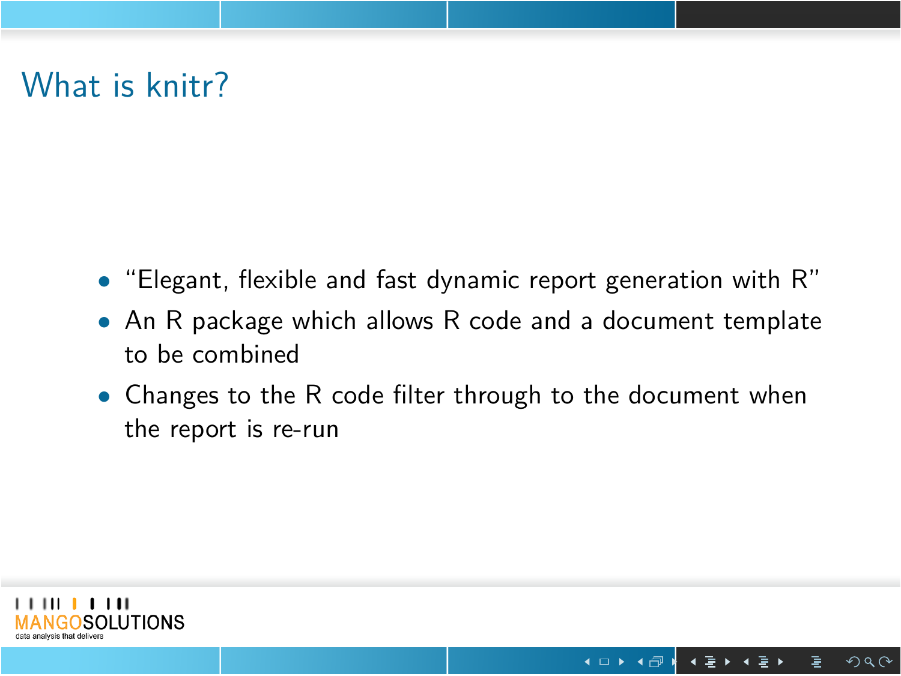# What is knitr?

- “Elegant, flexible and fast dynamic report generation with R”
- An R package which allows R code and a document template to be combined
- Changes to the R code filter through to the document when the report is re-run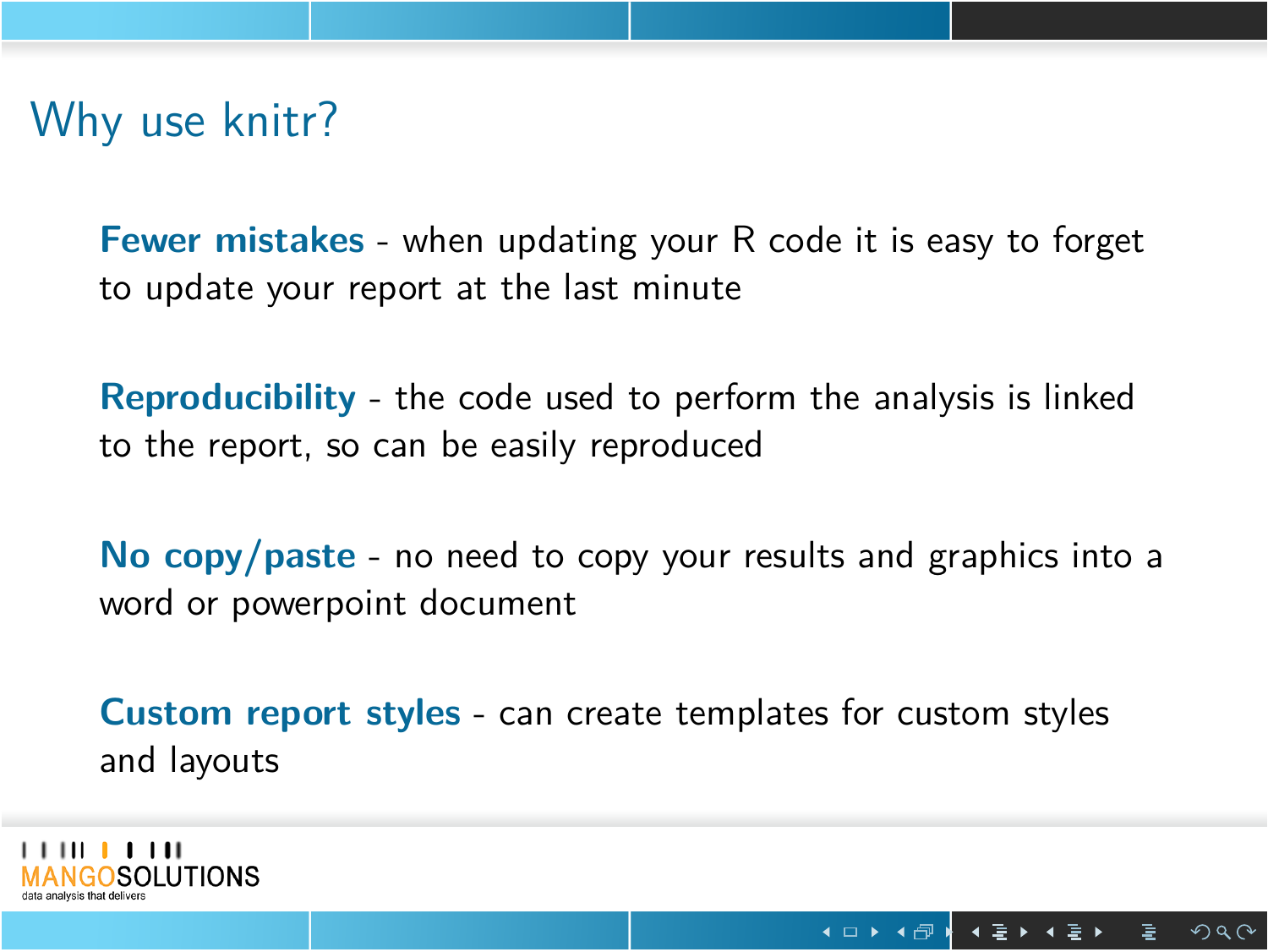# Why use knitr?

**Fewer mistakes** - when updating your R code it is easy to forget to update your report at the last minute

**Reproducibility** - the code used to perform the analysis is linked to the report, so can be easily reproduced

**No copy/paste** - no need to copy your results and graphics into a word or powerpoint document

**Custom report styles** - can create templates for custom styles and layouts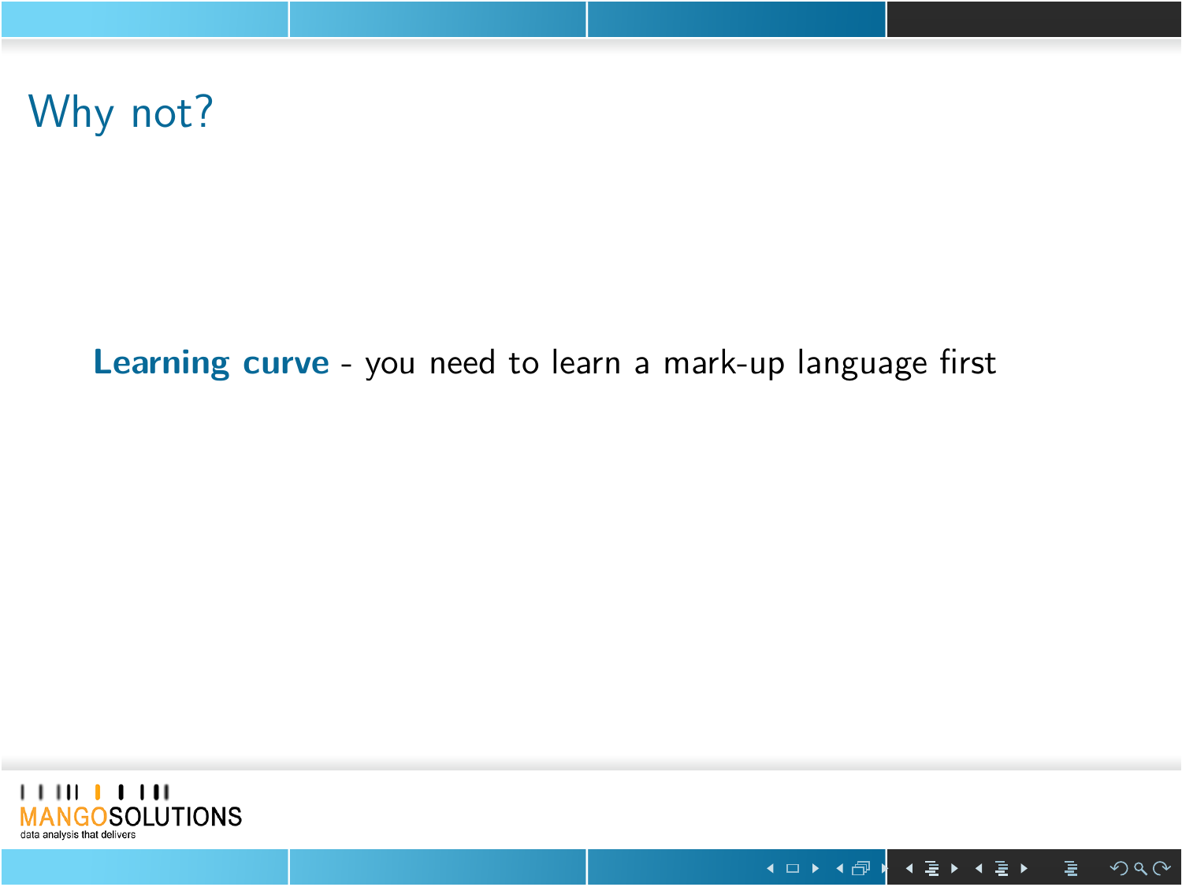# Why not?

**Learning curve** - you need to learn a mark-up language first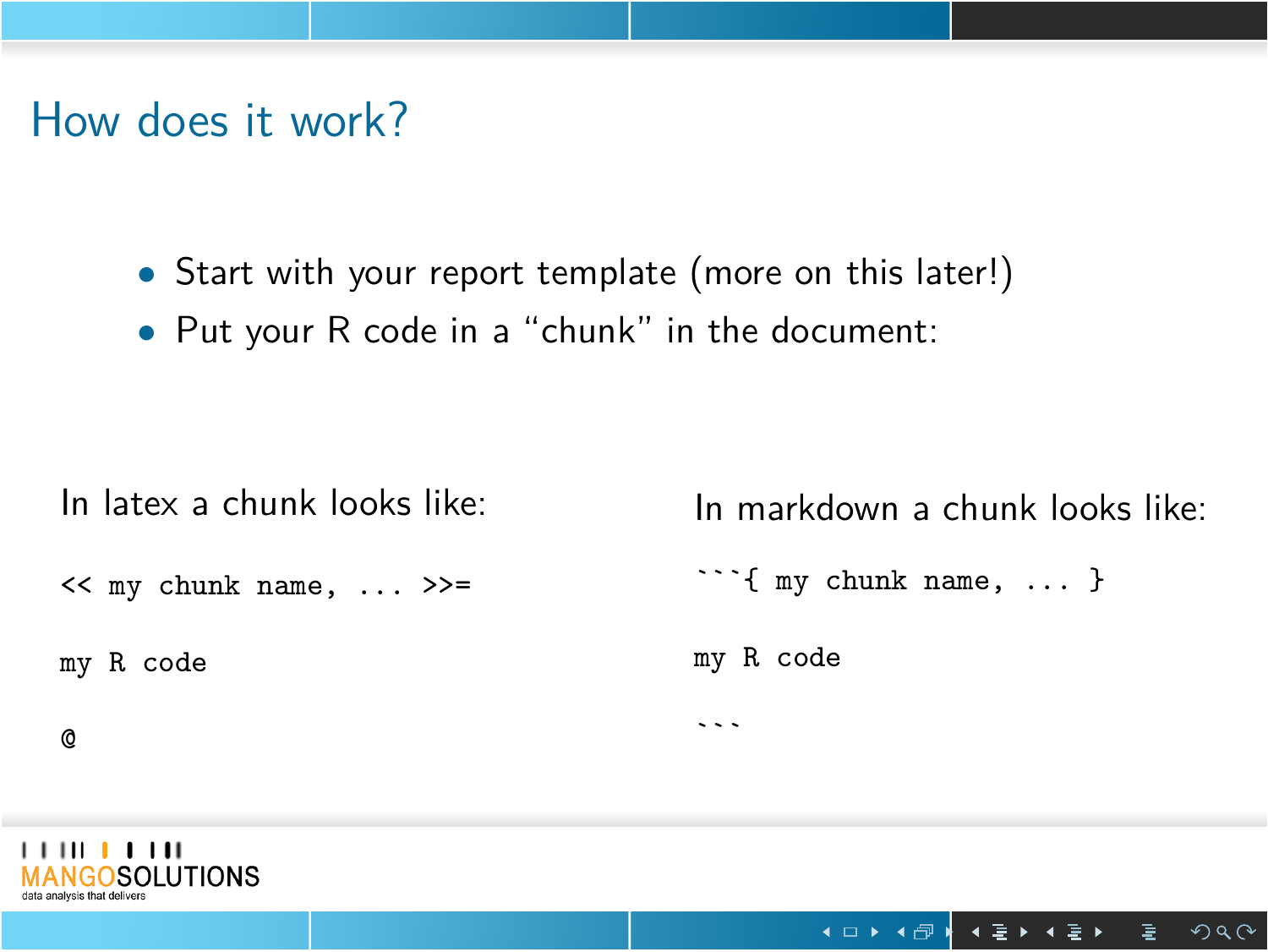# How does it work?

- Start with your report template (more on this later!)
- Put your R code in a "chunk" in the document:

In latex a chunk looks like:

```
<< my chunk name, ... >>=

my R code

@
```

In markdown a chunk looks like:

````
```{ my chunk name, ... }

my R code

```
````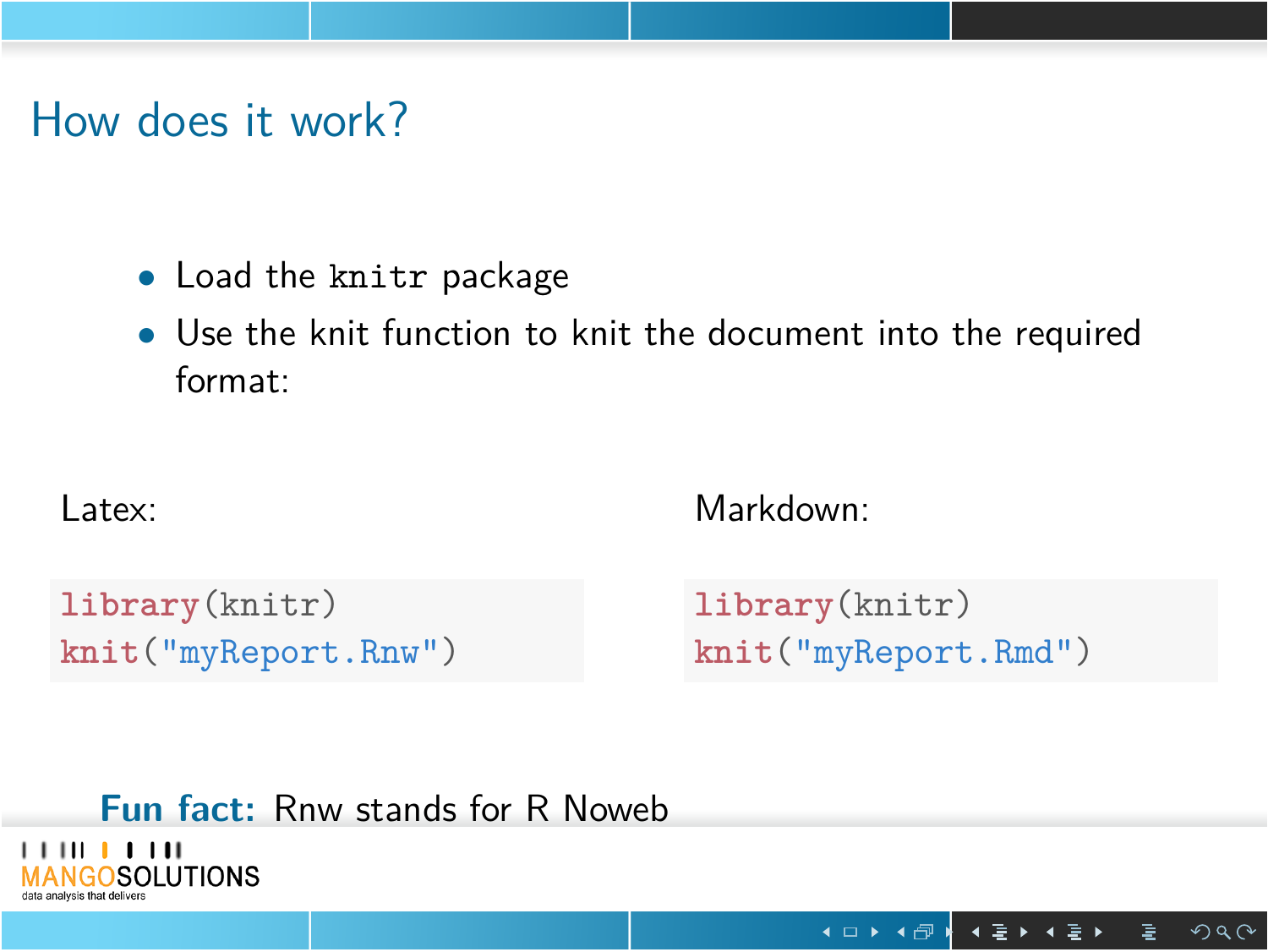# How does it work?

- Load the `knitr` package
- Use the knit function to knit the document into the required format:

Latex:

```
library(knitr)
knit("myReport.Rnw")
```

Markdown:

```
library(knitr)
knit("myReport.Rmd")
```

**Fun fact:** Rnw stands for R Noweb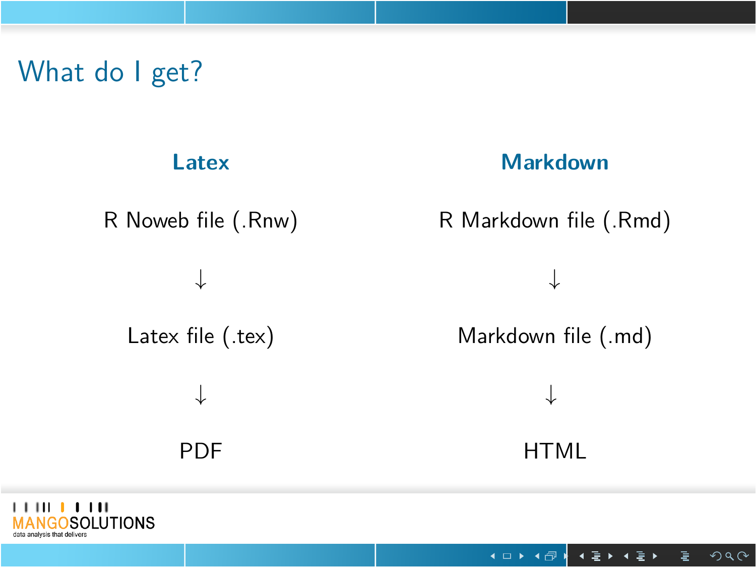# What do I get?

| **Latex** | **Markdown** |
|---|---|
| R Noweb file (.Rnw) | R Markdown file (.Rmd) |
| ↓ | ↓ |
| Latex file (.tex) | Markdown file (.md) |
| ↓ | ↓ |
| PDF | HTML |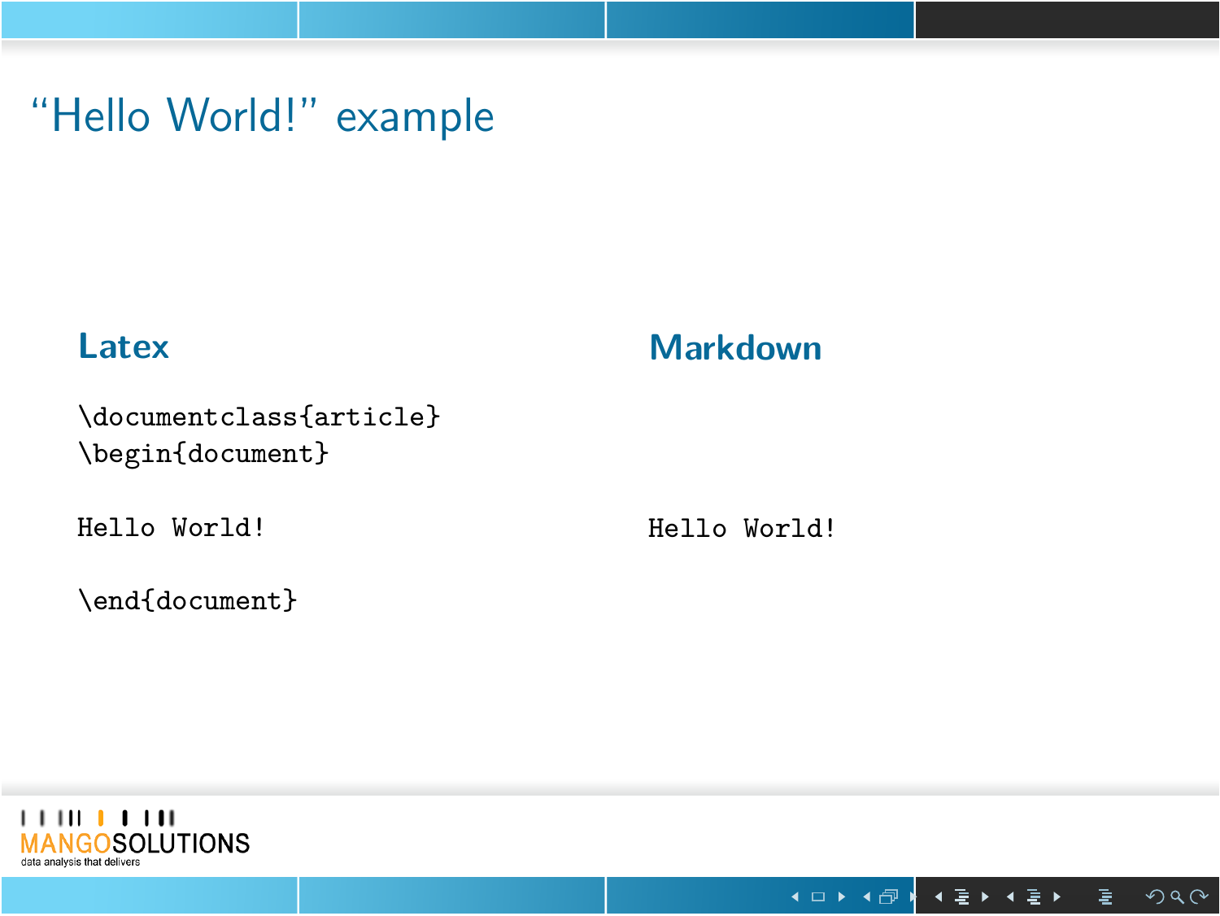# "Hello World!" example

## Latex

```
\documentclass{article}
\begin{document}

Hello World!

\end{document}
```

## Markdown

```
Hello World!
```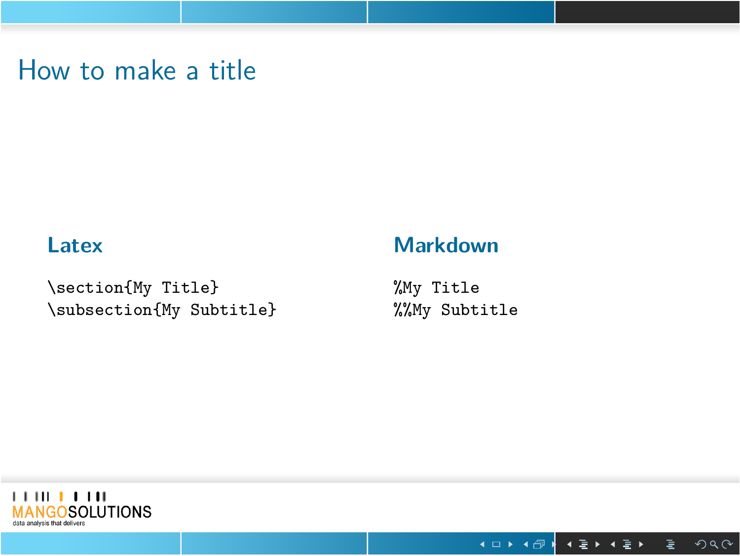# How to make a title

## Latex

```
\section{My Title}
\subsection{My Subtitle}
```

## Markdown

```
%My Title
%%My Subtitle
```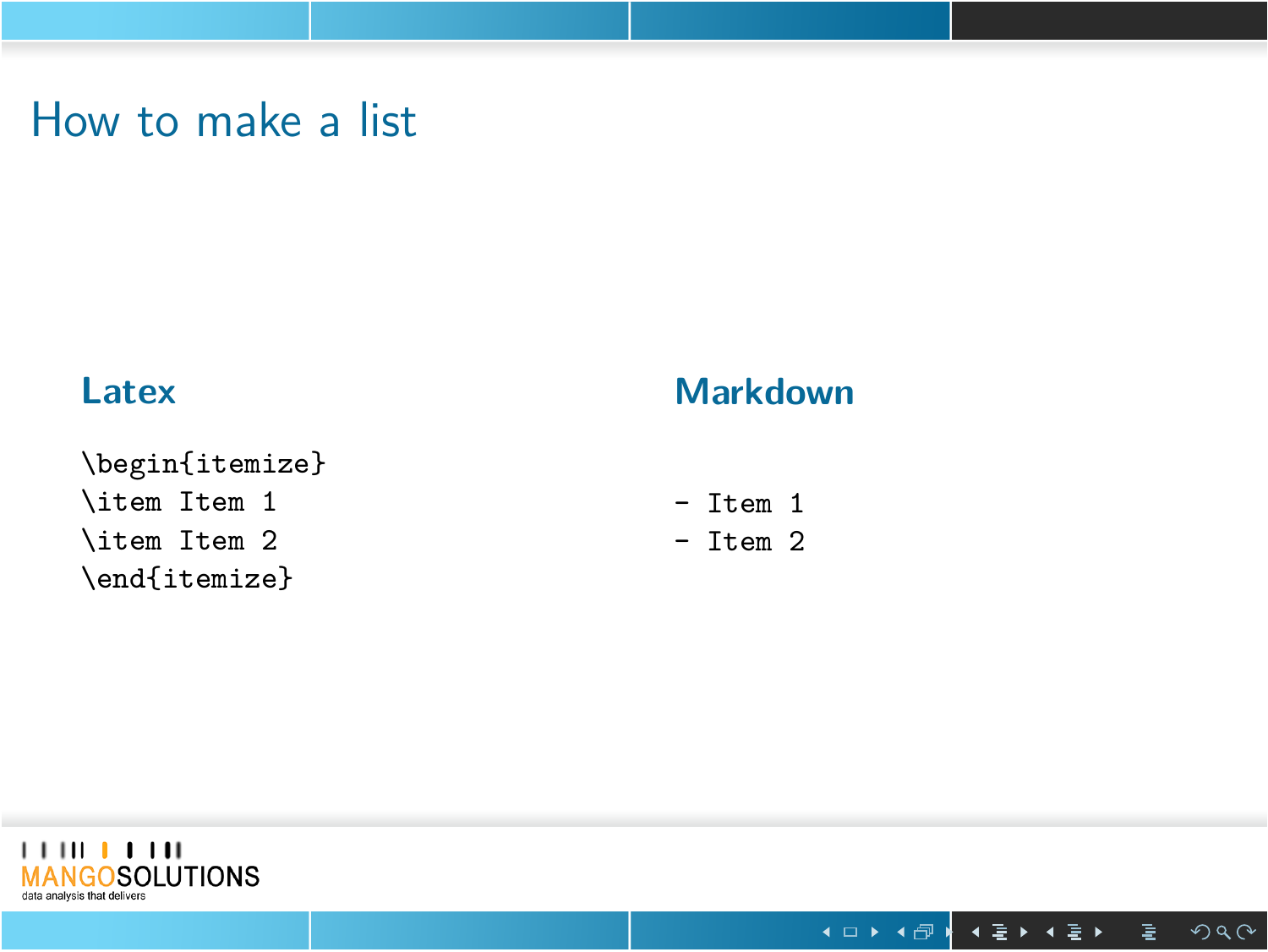# How to make a list

## Latex

```
\begin{itemize}
\item Item 1
\item Item 2
\end{itemize}
```

## Markdown

```
- Item 1
- Item 2
```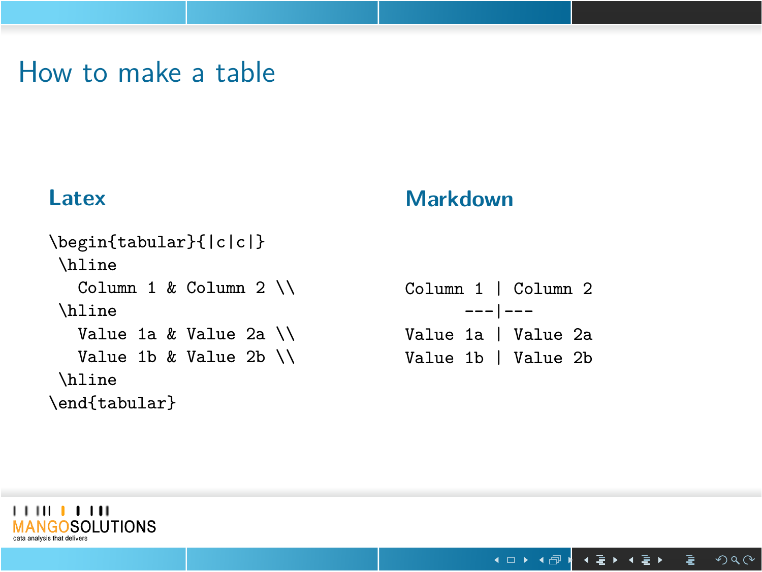# How to make a table

## Latex

```
\begin{tabular}{|c|c|}
 \hline
   Column 1 & Column 2 \\
 \hline
   Value 1a & Value 2a \\
   Value 1b & Value 2b \\
 \hline
\end{tabular}
```

## Markdown

```
Column 1 | Column 2
      ---|---
Value 1a | Value 2a
Value 1b | Value 2b
```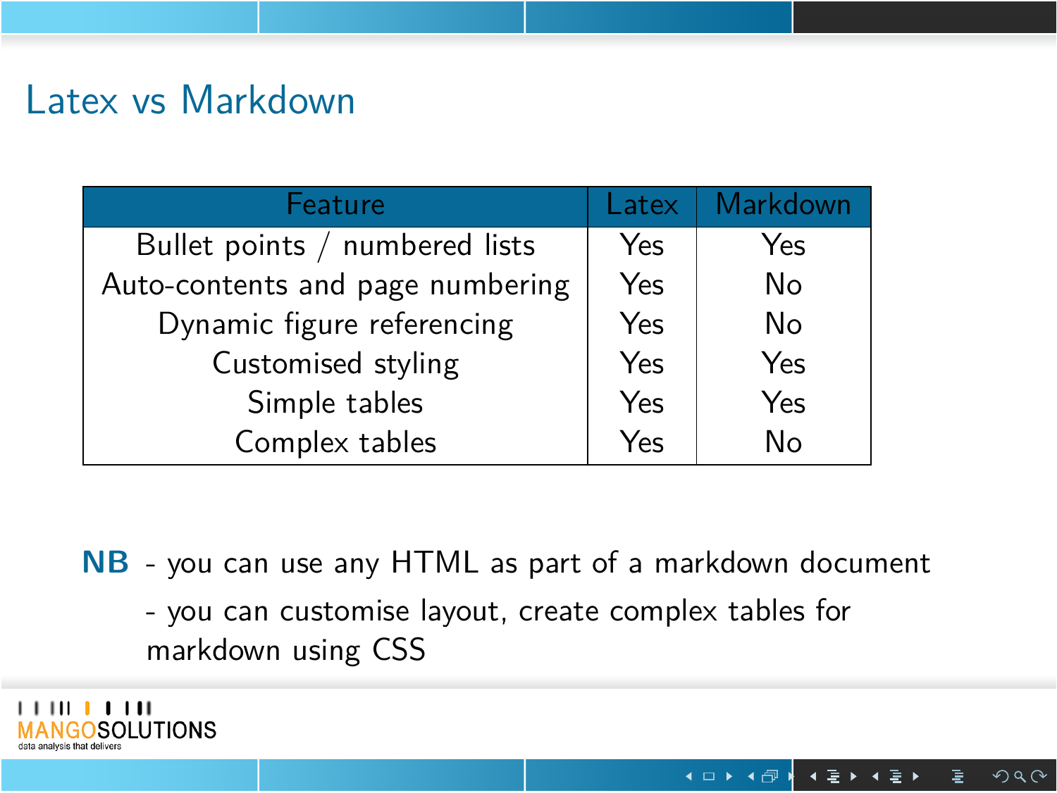# Latex vs Markdown

| Feature | Latex | Markdown |
|---|---|---|
| Bullet points / numbered lists | Yes | Yes |
| Auto-contents and page numbering | Yes | No |
| Dynamic figure referencing | Yes | No |
| Customised styling | Yes | Yes |
| Simple tables | Yes | Yes |
| Complex tables | Yes | No |

**NB** - you can use any HTML as part of a markdown document

- you can customise layout, create complex tables for markdown using CSS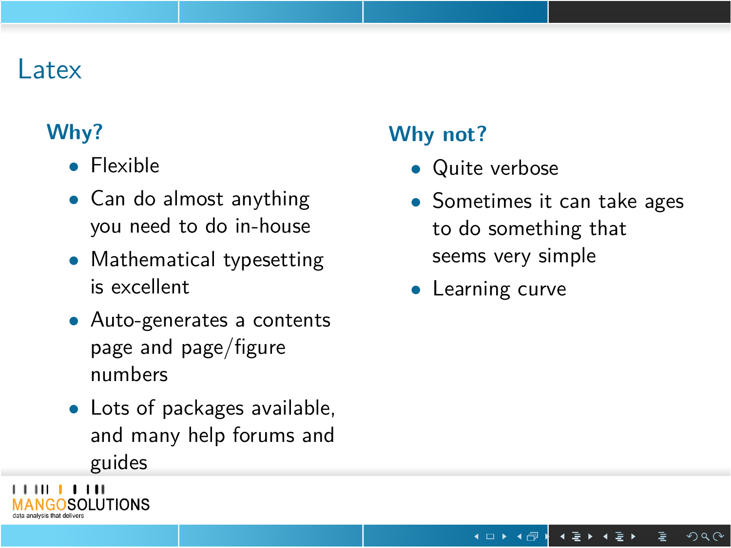# Latex

## Why?

- Flexible
- Can do almost anything you need to do in-house
- Mathematical typesetting is excellent
- Auto-generates a contents page and page/figure numbers
- Lots of packages available, and many help forums and guides

## Why not?

- Quite verbose
- Sometimes it can take ages to do something that seems very simple
- Learning curve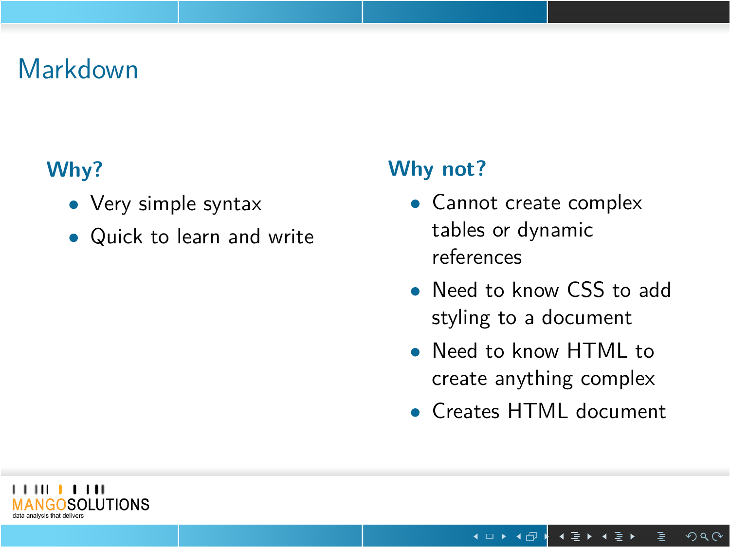# Markdown

## Why?

- Very simple syntax
- Quick to learn and write

## Why not?

- Cannot create complex tables or dynamic references
- Need to know CSS to add styling to a document
- Need to know HTML to create anything complex
- Creates HTML document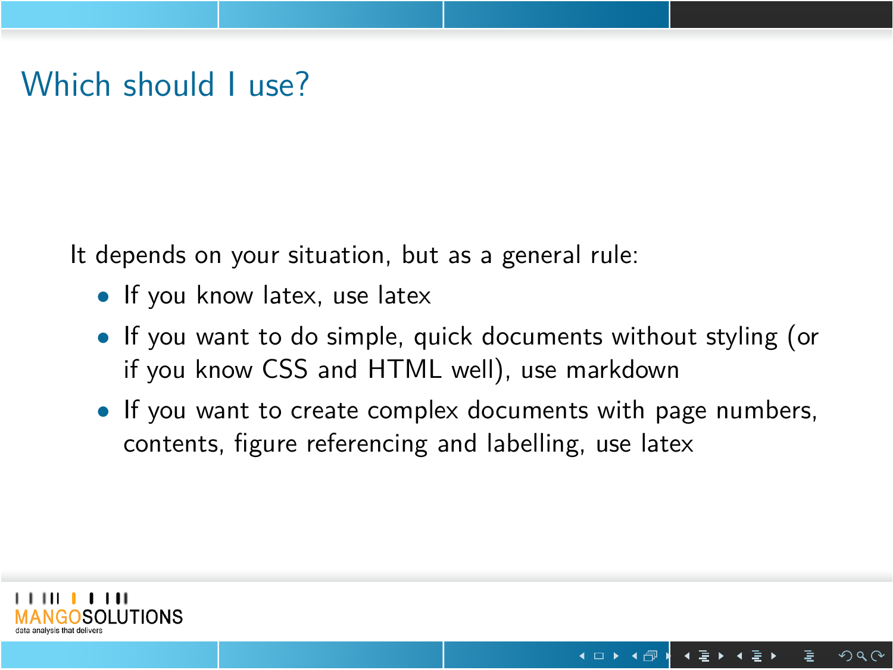# Which should I use?

It depends on your situation, but as a general rule:

- If you know latex, use latex
- If you want to do simple, quick documents without styling (or if you know CSS and HTML well), use markdown
- If you want to create complex documents with page numbers, contents, figure referencing and labelling, use latex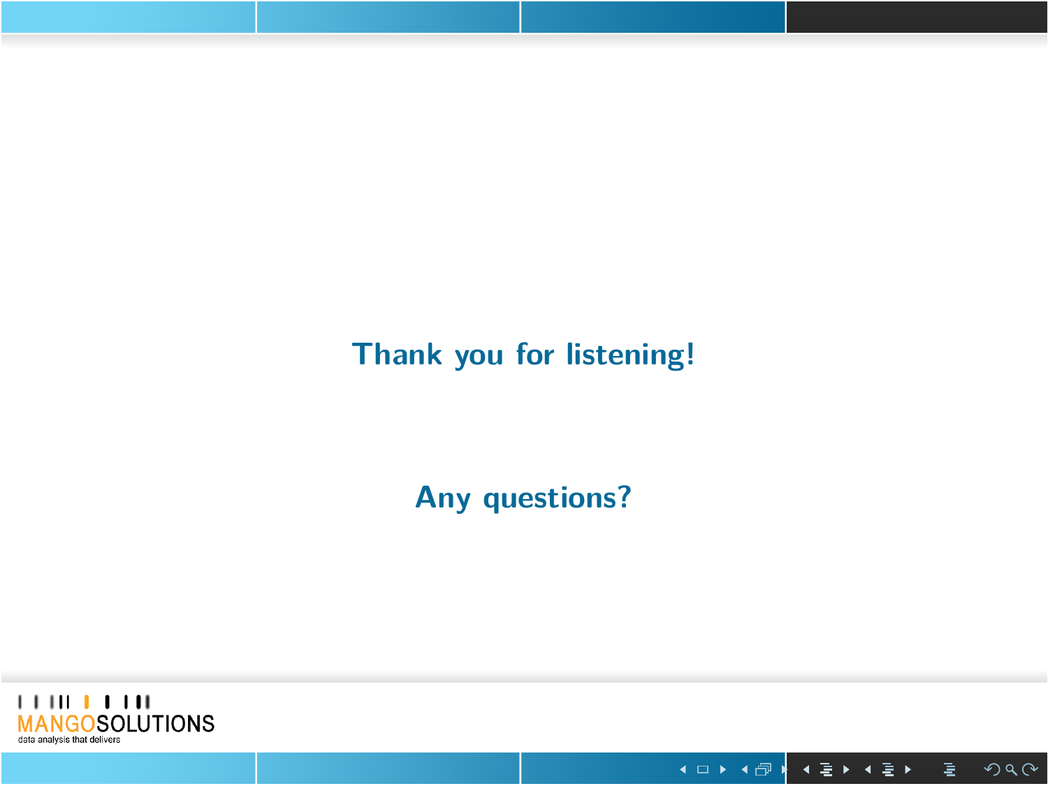**Thank you for listening!**

**Any questions?**